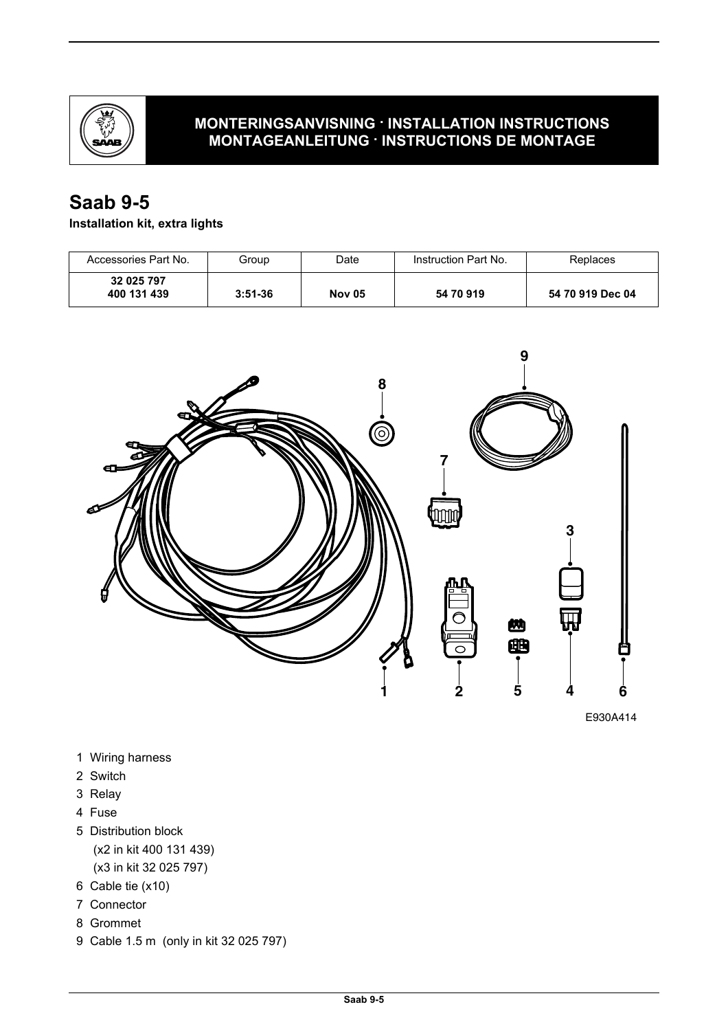**MONTERINGSANVISNING · INSTALLATION INSTRUCTIONS**
**MONTAGEANLEITUNG · INSTRUCTIONS DE MONTAGE**

# Saab 9-5

**Installation kit, extra lights**

| Accessories Part No. | Group | Date | Instruction Part No. | Replaces |
|---|---|---|---|---|
| **32 025 797** **400 131 439** | **3:51-36** | **Nov 05** | **54 70 919** | **54 70 919 Dec 04** |

E930A414

1 Wiring harness
2 Switch
3 Relay
4 Fuse
5 Distribution block
   (x2 in kit 400 131 439)
   (x3 in kit 32 025 797)
6 Cable tie (x10)
7 Connector
8 Grommet
9 Cable 1.5 m (only in kit 32 025 797)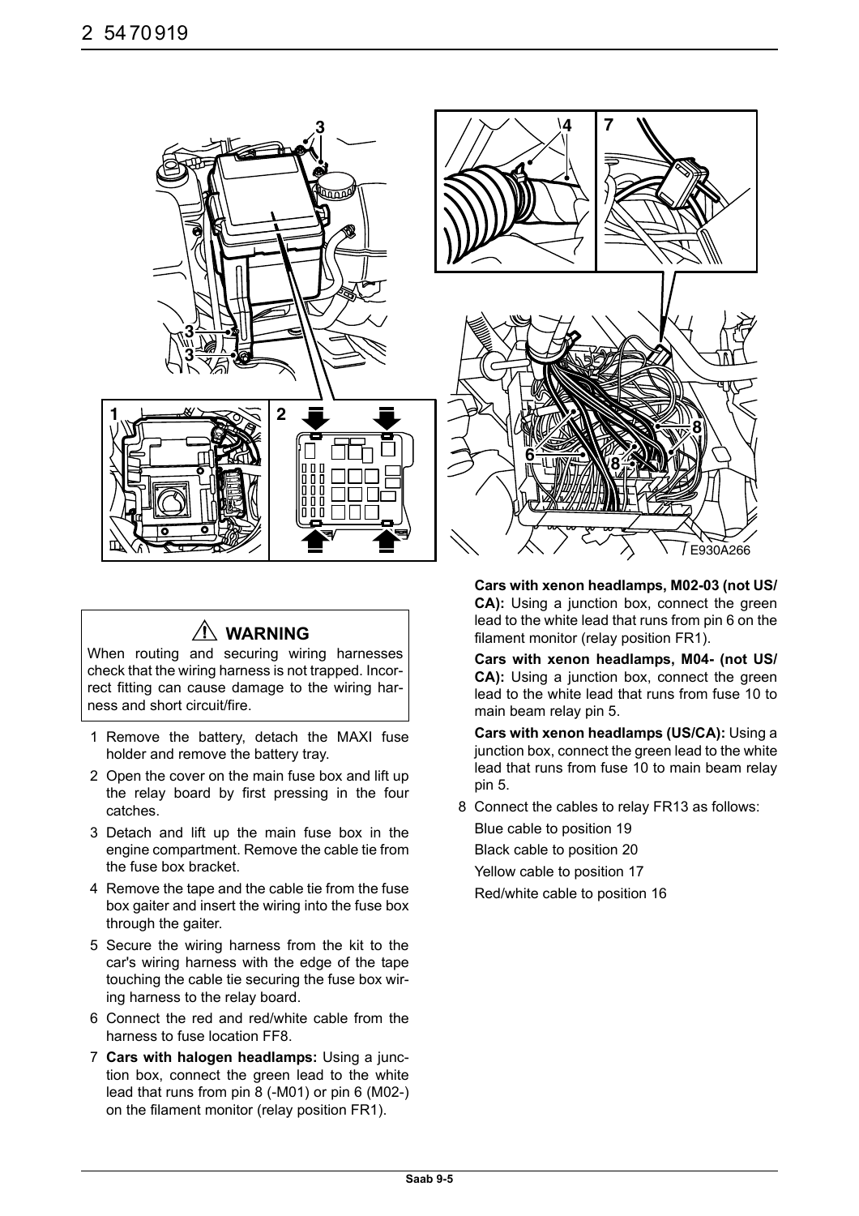**WARNING**

When routing and securing wiring harnesses check that the wiring harness is not trapped. Incorrect fitting can cause damage to the wiring harness and short circuit/fire.

1 Remove the battery, detach the MAXI fuse holder and remove the battery tray.
2 Open the cover on the main fuse box and lift up the relay board by first pressing in the four catches.
3 Detach and lift up the main fuse box in the engine compartment. Remove the cable tie from the fuse box bracket.
4 Remove the tape and the cable tie from the fuse box gaiter and insert the wiring into the fuse box through the gaiter.
5 Secure the wiring harness from the kit to the car's wiring harness with the edge of the tape touching the cable tie securing the fuse box wiring harness to the relay board.
6 Connect the red and red/white cable from the harness to fuse location FF8.
7 **Cars with halogen headlamps:** Using a junction box, connect the green lead to the white lead that runs from pin 8 (-M01) or pin 6 (M02-) on the filament monitor (relay position FR1).

   **Cars with xenon headlamps, M02-03 (not US/CA):** Using a junction box, connect the green lead to the white lead that runs from pin 6 on the filament monitor (relay position FR1).

   **Cars with xenon headlamps, M04- (not US/CA):** Using a junction box, connect the green lead to the white lead that runs from fuse 10 to main beam relay pin 5.

   **Cars with xenon headlamps (US/CA):** Using a junction box, connect the green lead to the white lead that runs from fuse 10 to main beam relay pin 5.
8 Connect the cables to relay FR13 as follows:

   Blue cable to position 19

   Black cable to position 20

   Yellow cable to position 17

   Red/white cable to position 16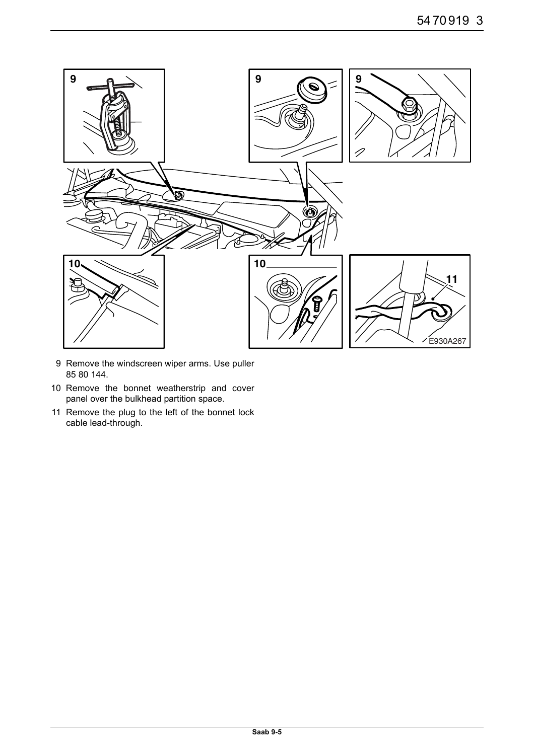9 Remove the windscreen wiper arms. Use puller 85 80 144.

10 Remove the bonnet weatherstrip and cover panel over the bulkhead partition space.

11 Remove the plug to the left of the bonnet lock cable lead-through.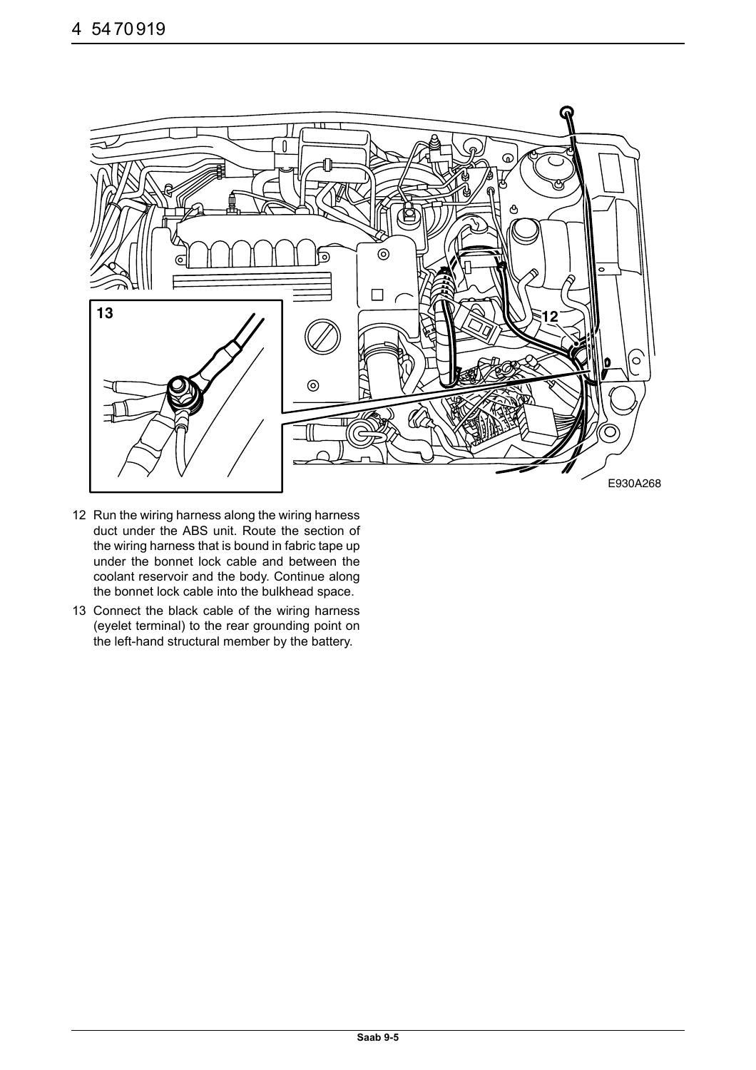12 Run the wiring harness along the wiring harness duct under the ABS unit. Route the section of the wiring harness that is bound in fabric tape up under the bonnet lock cable and between the coolant reservoir and the body. Continue along the bonnet lock cable into the bulkhead space.

13 Connect the black cable of the wiring harness (eyelet terminal) to the rear grounding point on the left-hand structural member by the battery.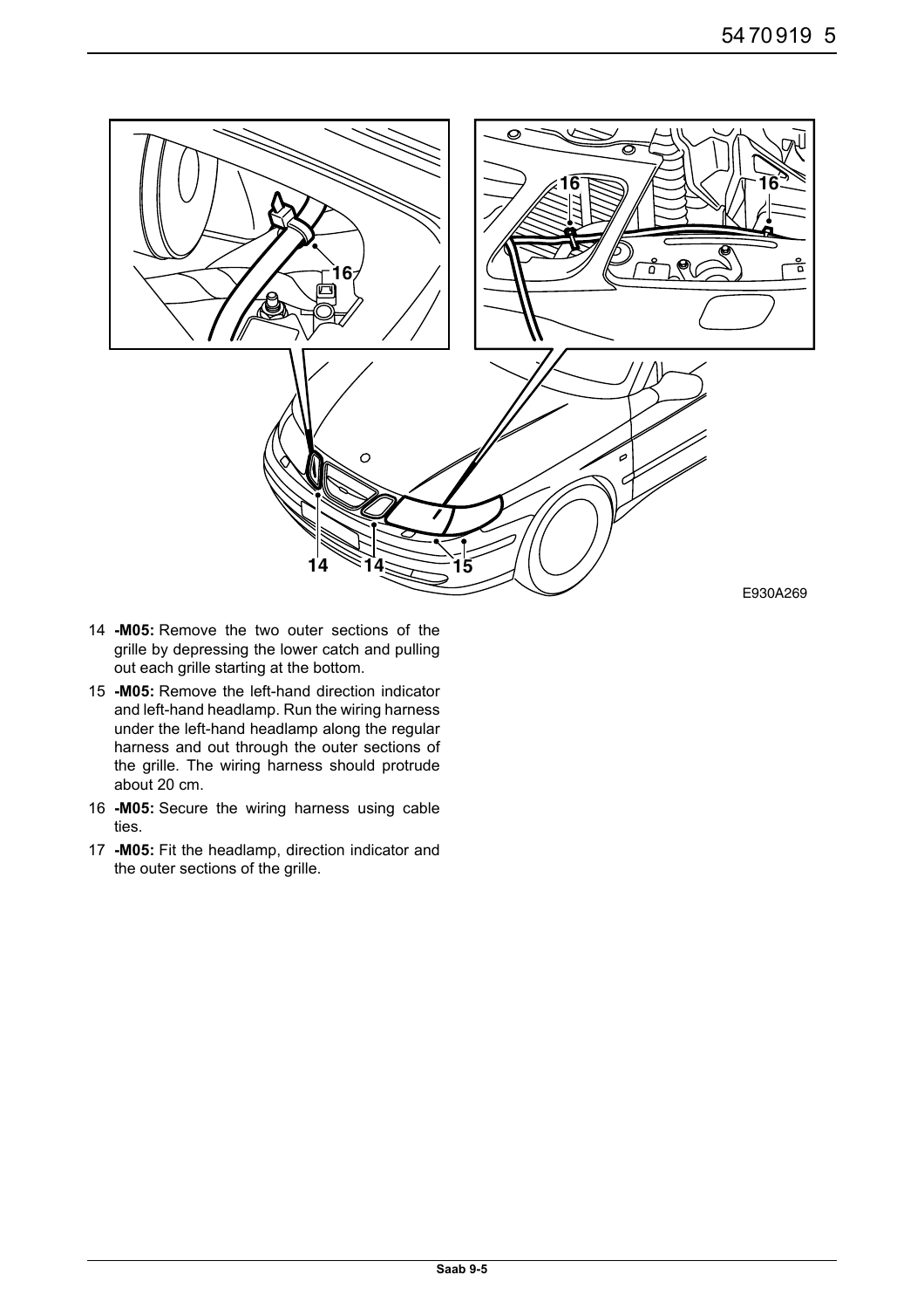14 **-M05:** Remove the two outer sections of the grille by depressing the lower catch and pulling out each grille starting at the bottom.

15 **-M05:** Remove the left-hand direction indicator and left-hand headlamp. Run the wiring harness under the left-hand headlamp along the regular harness and out through the outer sections of the grille. The wiring harness should protrude about 20 cm.

16 **-M05:** Secure the wiring harness using cable ties.

17 **-M05:** Fit the headlamp, direction indicator and the outer sections of the grille.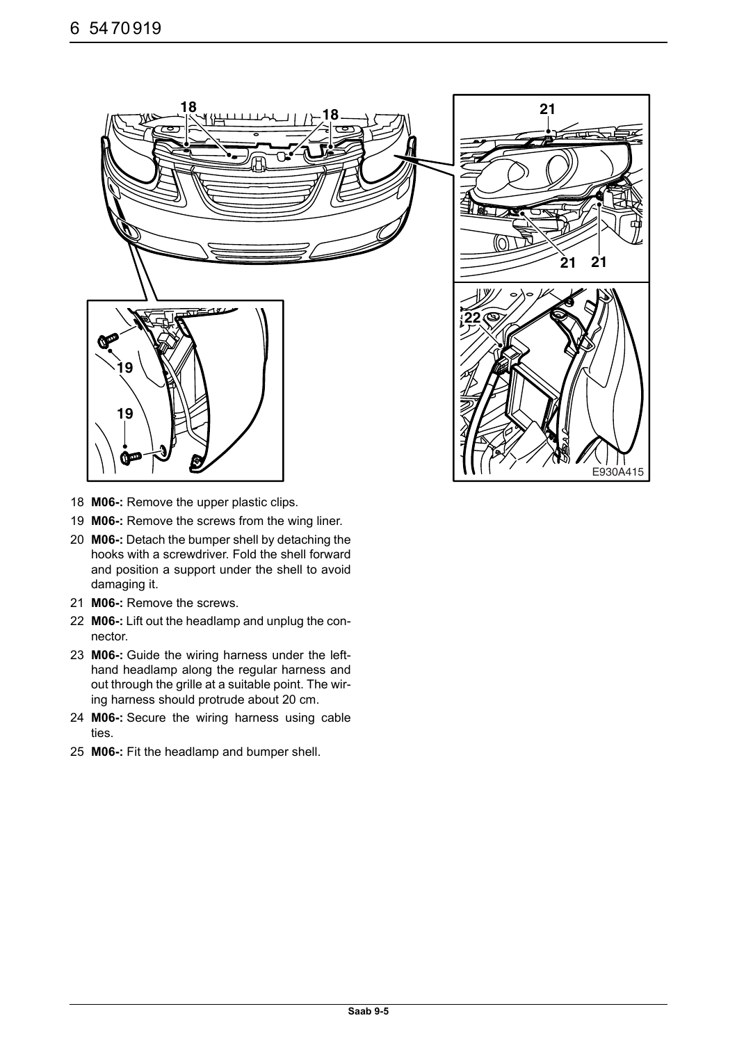18 **M06-:** Remove the upper plastic clips.

19 **M06-:** Remove the screws from the wing liner.

20 **M06-:** Detach the bumper shell by detaching the hooks with a screwdriver. Fold the shell forward and position a support under the shell to avoid damaging it.

21 **M06-:** Remove the screws.

22 **M06-:** Lift out the headlamp and unplug the connector.

23 **M06-:** Guide the wiring harness under the left-hand headlamp along the regular harness and out through the grille at a suitable point. The wiring harness should protrude about 20 cm.

24 **M06-:** Secure the wiring harness using cable ties.

25 **M06-:** Fit the headlamp and bumper shell.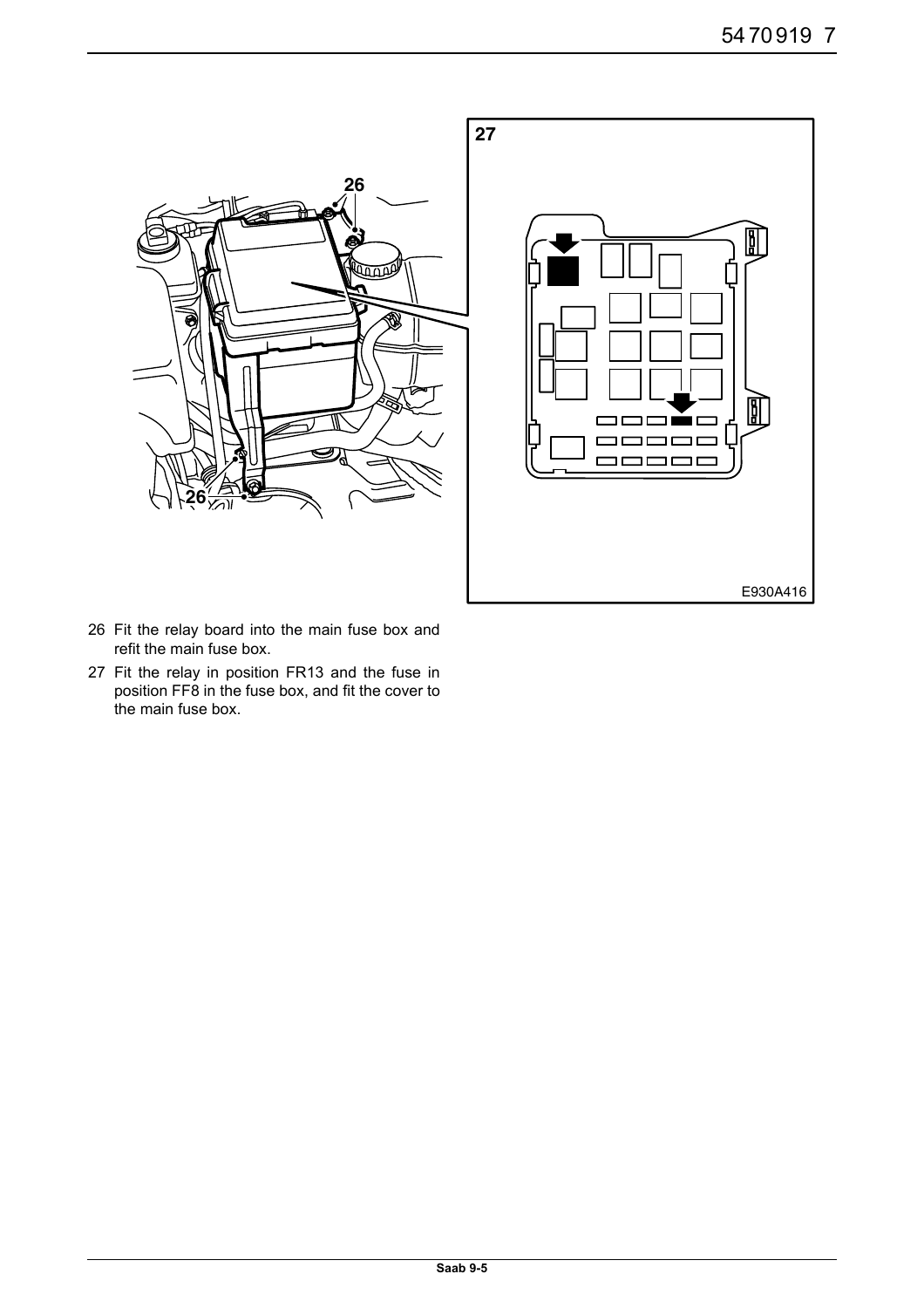26 Fit the relay board into the main fuse box and refit the main fuse box.

27 Fit the relay in position FR13 and the fuse in position FF8 in the fuse box, and fit the cover to the main fuse box.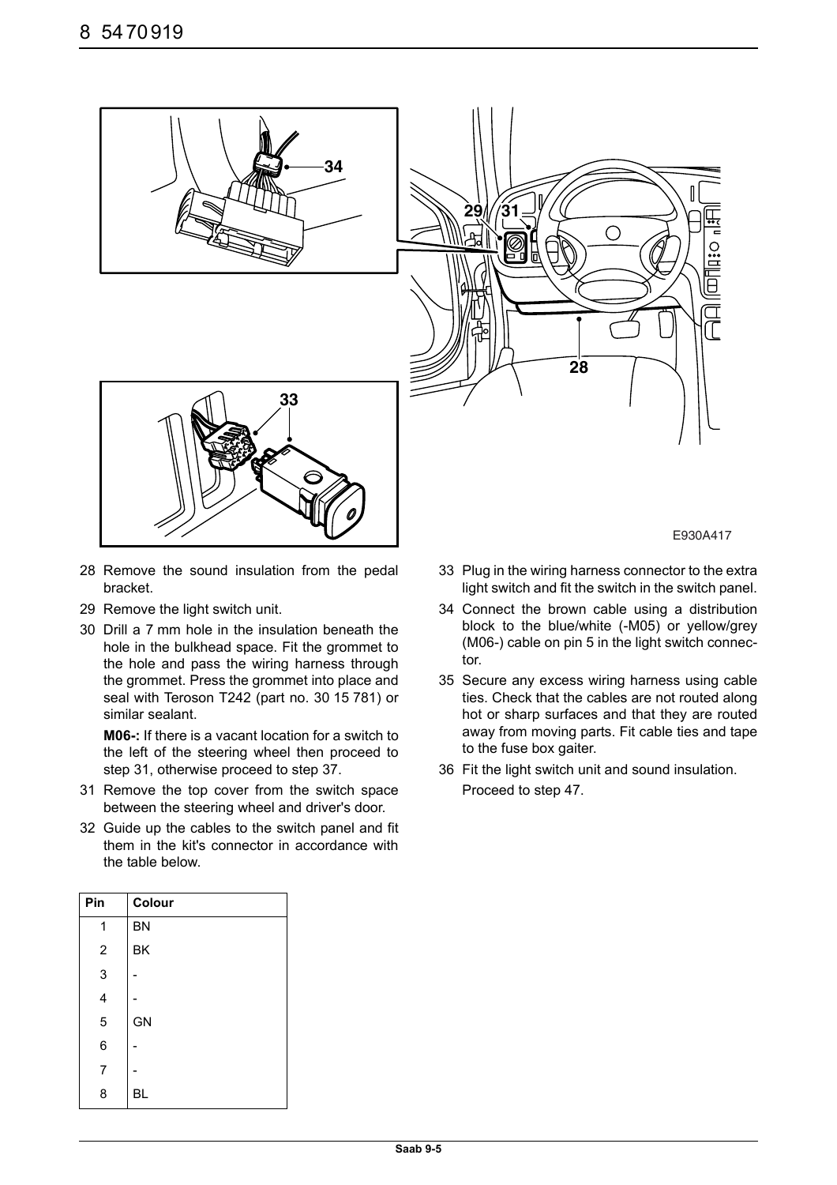E930A417

28 Remove the sound insulation from the pedal bracket.
29 Remove the light switch unit.
30 Drill a 7 mm hole in the insulation beneath the hole in the bulkhead space. Fit the grommet to the hole and pass the wiring harness through the grommet. Press the grommet into place and seal with Teroson T242 (part no. 30 15 781) or similar sealant.

   **M06-:** If there is a vacant location for a switch to the left of the steering wheel then proceed to step 31, otherwise proceed to step 37.
31 Remove the top cover from the switch space between the steering wheel and driver's door.
32 Guide up the cables to the switch panel and fit them in the kit's connector in accordance with the table below.

| Pin | Colour |
|---|---|
| 1 | BN |
| 2 | BK |
| 3 | - |
| 4 | - |
| 5 | GN |
| 6 | - |
| 7 | - |
| 8 | BL |

33 Plug in the wiring harness connector to the extra light switch and fit the switch in the switch panel.
34 Connect the brown cable using a distribution block to the blue/white (-M05) or yellow/grey (M06-) cable on pin 5 in the light switch connector.
35 Secure any excess wiring harness using cable ties. Check that the cables are not routed along hot or sharp surfaces and that they are routed away from moving parts. Fit cable ties and tape to the fuse box gaiter.
36 Fit the light switch unit and sound insulation.

   Proceed to step 47.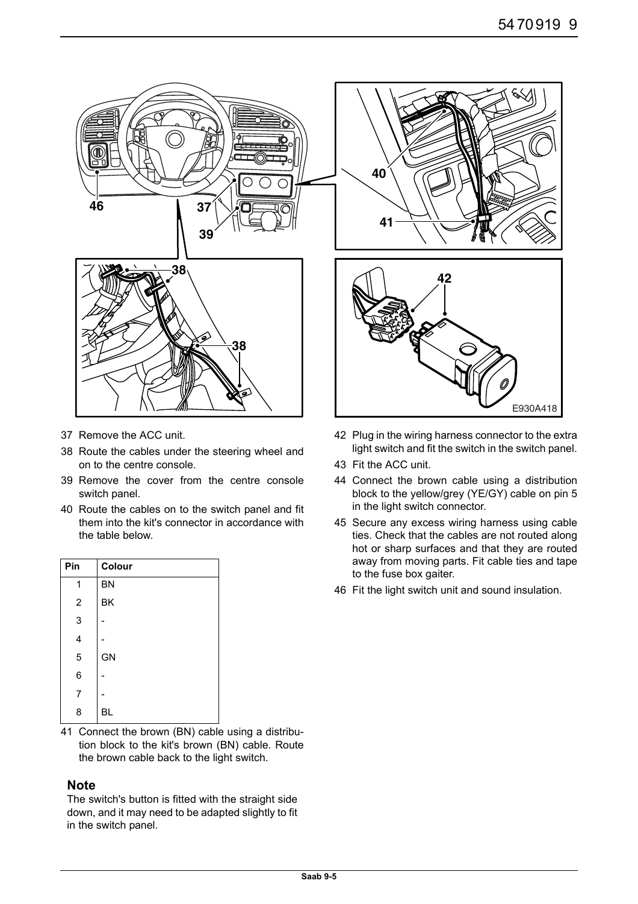37 Remove the ACC unit.

38 Route the cables under the steering wheel and on to the centre console.

39 Remove the cover from the centre console switch panel.

40 Route the cables on to the switch panel and fit them into the kit's connector in accordance with the table below.

| Pin | Colour |
|---|---|
| 1 | BN |
| 2 | BK |
| 3 | - |
| 4 | - |
| 5 | GN |
| 6 | - |
| 7 | - |
| 8 | BL |

41 Connect the brown (BN) cable using a distribution block to the kit's brown (BN) cable. Route the brown cable back to the light switch.

### Note

The switch's button is fitted with the straight side down, and it may need to be adapted slightly to fit in the switch panel.

42 Plug in the wiring harness connector to the extra light switch and fit the switch in the switch panel.

43 Fit the ACC unit.

44 Connect the brown cable using a distribution block to the yellow/grey (YE/GY) cable on pin 5 in the light switch connector.

45 Secure any excess wiring harness using cable ties. Check that the cables are not routed along hot or sharp surfaces and that they are routed away from moving parts. Fit cable ties and tape to the fuse box gaiter.

46 Fit the light switch unit and sound insulation.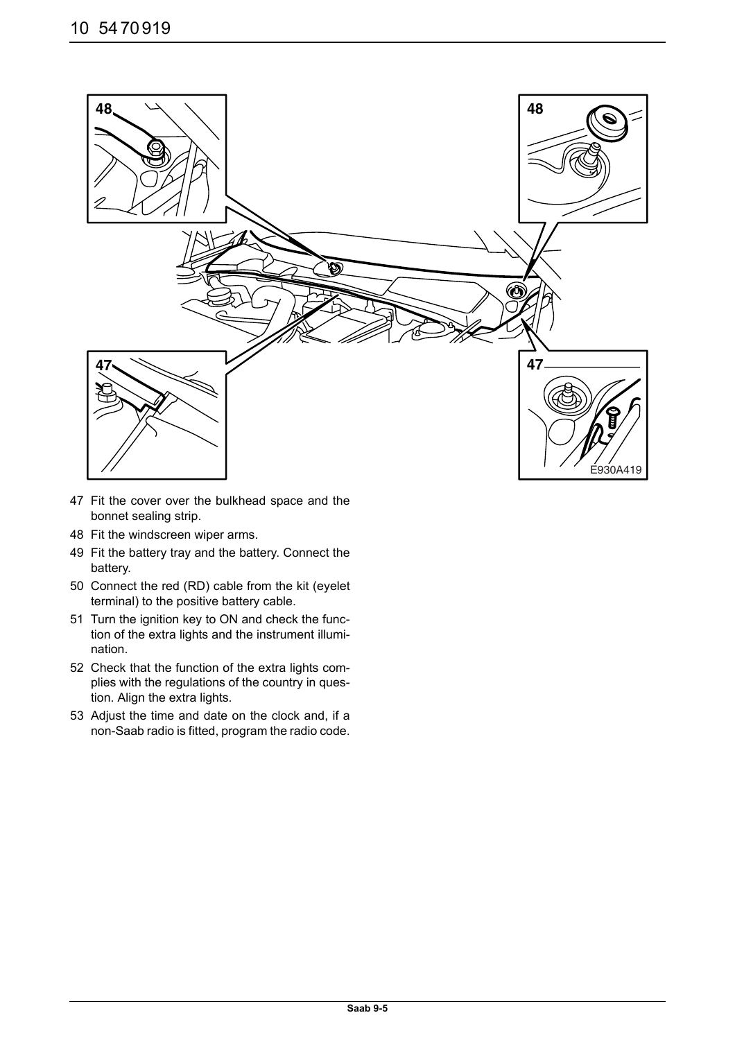47 Fit the cover over the bulkhead space and the bonnet sealing strip.
48 Fit the windscreen wiper arms.
49 Fit the battery tray and the battery. Connect the battery.
50 Connect the red (RD) cable from the kit (eyelet terminal) to the positive battery cable.
51 Turn the ignition key to ON and check the function of the extra lights and the instrument illumination.
52 Check that the function of the extra lights complies with the regulations of the country in question. Align the extra lights.
53 Adjust the time and date on the clock and, if a non-Saab radio is fitted, program the radio code.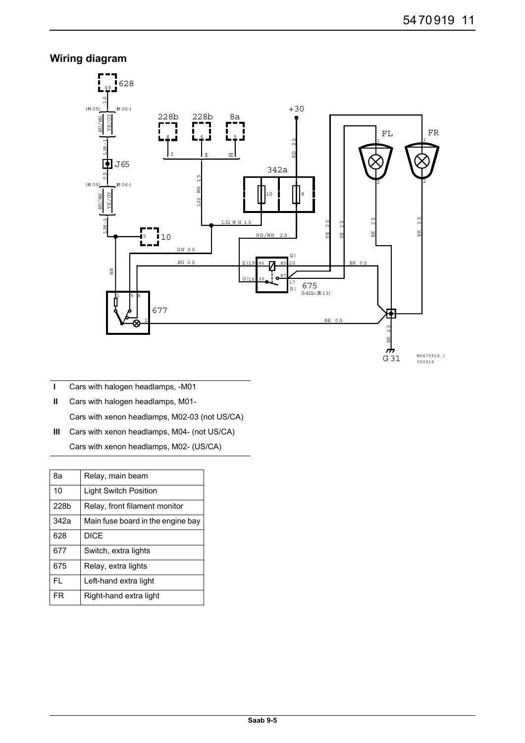## Wiring diagram

628
49
1.0
(-M05) (M06-)
BU/WH YE/GY
L38-1
J65
0.5
(-M05) (M06-)
BU/WH YE/GY
L38-3
BN
228b 228b 8a
8 6 5
I II III
L32 WH 1.5
+30
RD 2.5
342a
10 8
L32 WH 1.5
RD/WH 2.5
10
5
GN 0.5
BU 0.5
(1)19 86 85 20
(2)
87
(3)16 30 17
(5)
675
(342b:R13)
BK 0.5
677
1 5 8
2
BK 0.5
FL FR
1 1
2 2
YE 2.5 YE 2.5 BK 2.5 BK 2.5
BK 2.5
G31
M5470919.1
050919

---

**I** Cars with halogen headlamps, -M01

**II** Cars with halogen headlamps, M01-

Cars with xenon headlamps, M02-03 (not US/CA)

**III** Cars with xenon headlamps, M04- (not US/CA)

Cars with xenon headlamps, M02- (US/CA)

---

| | |
|---|---|
| 8a | Relay, main beam |
| 10 | Light Switch Position |
| 228b | Relay, front filament monitor |
| 342a | Main fuse board in the engine bay |
| 628 | DICE |
| 677 | Switch, extra lights |
| 675 | Relay, extra lights |
| FL | Left-hand extra light |
| FR | Right-hand extra light |